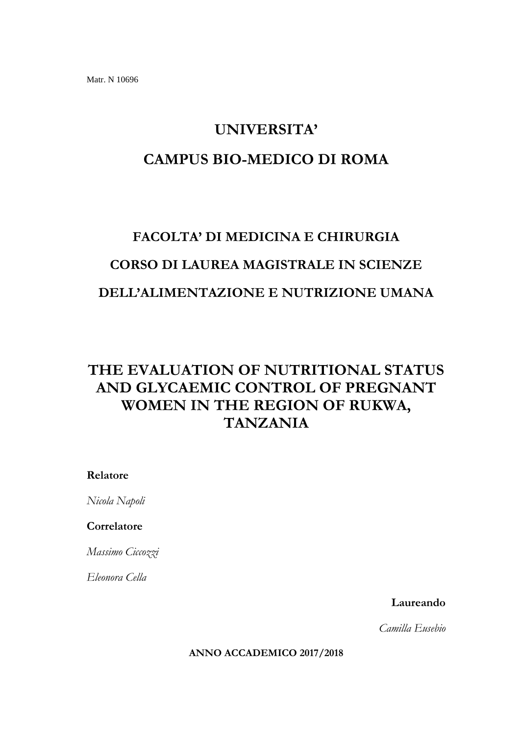Matr. N 10696

# UNIVERSITA'

# CAMPUS BIO-MEDICO DI ROMA

## FACOLTA' DI MEDICINA E CHIRURGIA

## CORSO DI LAUREA MAGISTRALE IN SCIENZE

## DELL'ALIMENTAZIONE E NUTRIZIONE UMANA

# THE EVALUATION OF NUTRITIONAL STATUS AND GLYCAEMIC CONTROL OF PREGNANT WOMEN IN THE REGION OF RUKWA, TANZANIA

**Relatore**

*Nicola Napoli*

**Correlatore**

*Massimo Ciccozzi*

*Eleonora Cella*

**Laureando**

*Camilla Eusebio*

**ANNO ACCADEMICO 2017/2018**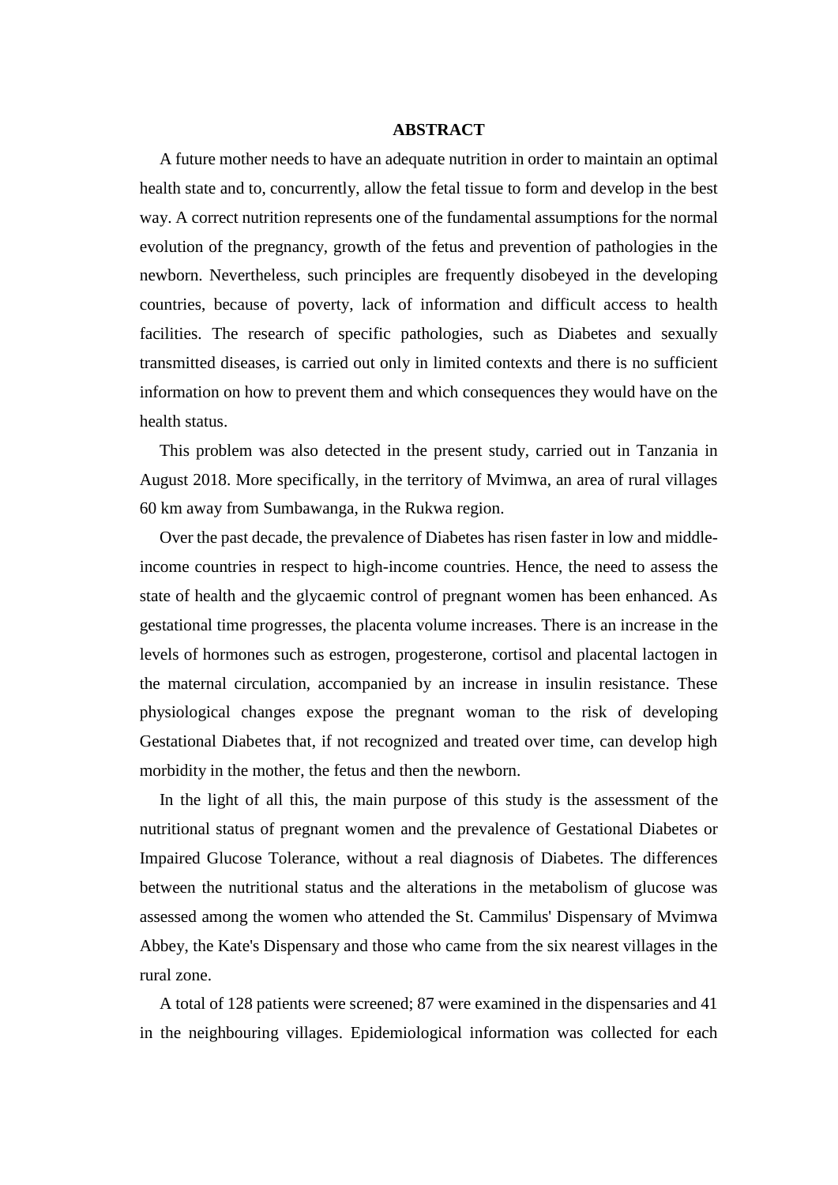## ABSTRACT

A future mother needs to have an adequate nutrition in order to maintain an optimal health state and to, concurrently, allow the fetal tissue to form and develop in the best way. A correct nutrition represents one of the fundamental assumptions for the normal evolution of the pregnancy, growth of the fetus and prevention of pathologies in the newborn. Nevertheless, such principles are frequently disobeyed in the developing countries, because of poverty, lack of information and difficult access to health facilities. The research of specific pathologies, such as Diabetes and sexually transmitted diseases, is carried out only in limited contexts and there is no sufficient information on how to prevent them and which consequences they would have on the health status.

This problem was also detected in the present study, carried out in Tanzania in August 2018. More specifically, in the territory of Mvimwa, an area of rural villages 60 km away from Sumbawanga, in the Rukwa region.

Over the past decade, the prevalence of Diabetes has risen faster in low and middle-income countries in respect to high-income countries. Hence, the need to assess the state of health and the glycaemic control of pregnant women has been enhanced. As gestational time progresses, the placenta volume increases. There is an increase in the levels of hormones such as estrogen, progesterone, cortisol and placental lactogen in the maternal circulation, accompanied by an increase in insulin resistance. These physiological changes expose the pregnant woman to the risk of developing Gestational Diabetes that, if not recognized and treated over time, can develop high morbidity in the mother, the fetus and then the newborn.

In the light of all this, the main purpose of this study is the assessment of the nutritional status of pregnant women and the prevalence of Gestational Diabetes or Impaired Glucose Tolerance, without a real diagnosis of Diabetes. The differences between the nutritional status and the alterations in the metabolism of glucose was assessed among the women who attended the St. Cammilus' Dispensary of Mvimwa Abbey, the Kate's Dispensary and those who came from the six nearest villages in the rural zone.

A total of 128 patients were screened; 87 were examined in the dispensaries and 41 in the neighbouring villages. Epidemiological information was collected for each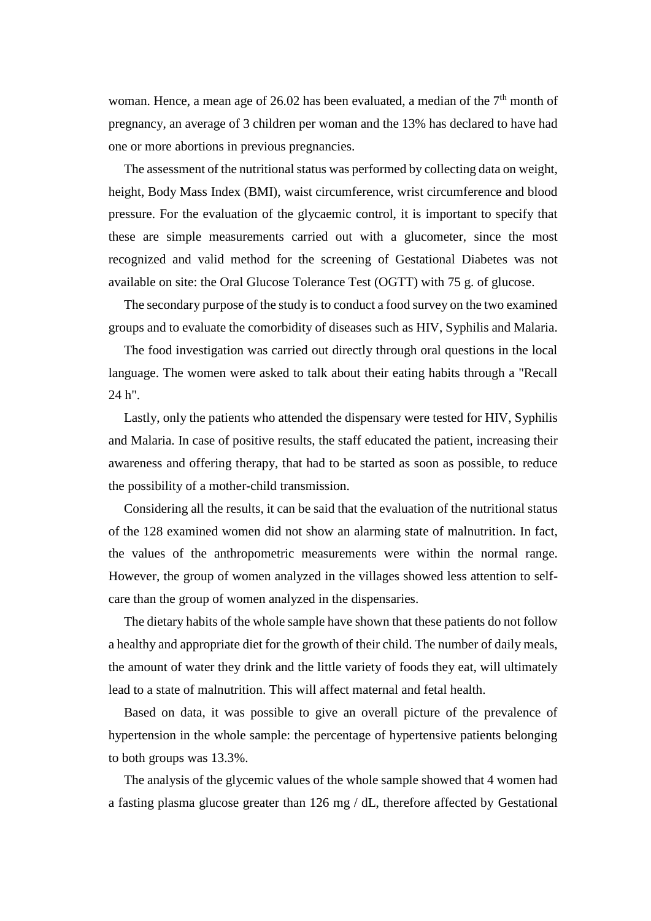woman. Hence, a mean age of 26.02 has been evaluated, a median of the 7th month of pregnancy, an average of 3 children per woman and the 13% has declared to have had one or more abortions in previous pregnancies.

The assessment of the nutritional status was performed by collecting data on weight, height, Body Mass Index (BMI), waist circumference, wrist circumference and blood pressure. For the evaluation of the glycaemic control, it is important to specify that these are simple measurements carried out with a glucometer, since the most recognized and valid method for the screening of Gestational Diabetes was not available on site: the Oral Glucose Tolerance Test (OGTT) with 75 g. of glucose.

The secondary purpose of the study is to conduct a food survey on the two examined groups and to evaluate the comorbidity of diseases such as HIV, Syphilis and Malaria.

The food investigation was carried out directly through oral questions in the local language. The women were asked to talk about their eating habits through a "Recall 24 h".

Lastly, only the patients who attended the dispensary were tested for HIV, Syphilis and Malaria. In case of positive results, the staff educated the patient, increasing their awareness and offering therapy, that had to be started as soon as possible, to reduce the possibility of a mother-child transmission.

Considering all the results, it can be said that the evaluation of the nutritional status of the 128 examined women did not show an alarming state of malnutrition. In fact, the values of the anthropometric measurements were within the normal range. However, the group of women analyzed in the villages showed less attention to self-care than the group of women analyzed in the dispensaries.

The dietary habits of the whole sample have shown that these patients do not follow a healthy and appropriate diet for the growth of their child. The number of daily meals, the amount of water they drink and the little variety of foods they eat, will ultimately lead to a state of malnutrition. This will affect maternal and fetal health.

Based on data, it was possible to give an overall picture of the prevalence of hypertension in the whole sample: the percentage of hypertensive patients belonging to both groups was 13.3%.

The analysis of the glycemic values of the whole sample showed that 4 women had a fasting plasma glucose greater than 126 mg / dL, therefore affected by Gestational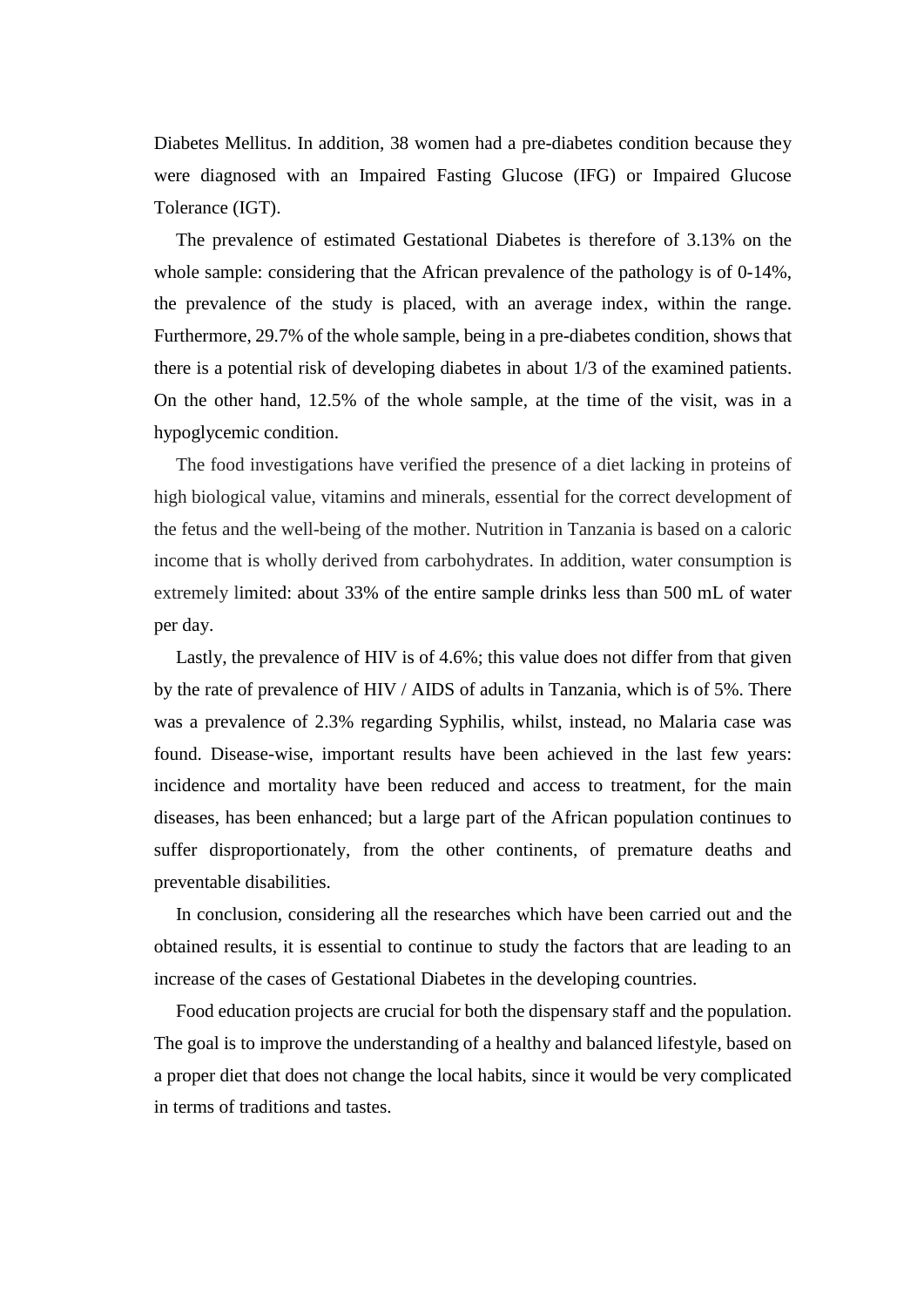Diabetes Mellitus. In addition, 38 women had a pre-diabetes condition because they were diagnosed with an Impaired Fasting Glucose (IFG) or Impaired Glucose Tolerance (IGT).

The prevalence of estimated Gestational Diabetes is therefore of 3.13% on the whole sample: considering that the African prevalence of the pathology is of 0-14%, the prevalence of the study is placed, with an average index, within the range. Furthermore, 29.7% of the whole sample, being in a pre-diabetes condition, shows that there is a potential risk of developing diabetes in about 1/3 of the examined patients. On the other hand, 12.5% of the whole sample, at the time of the visit, was in a hypoglycemic condition.

The food investigations have verified the presence of a diet lacking in proteins of high biological value, vitamins and minerals, essential for the correct development of the fetus and the well-being of the mother. Nutrition in Tanzania is based on a caloric income that is wholly derived from carbohydrates. In addition, water consumption is extremely limited: about 33% of the entire sample drinks less than 500 mL of water per day.

Lastly, the prevalence of HIV is of 4.6%; this value does not differ from that given by the rate of prevalence of HIV / AIDS of adults in Tanzania, which is of 5%. There was a prevalence of 2.3% regarding Syphilis, whilst, instead, no Malaria case was found. Disease-wise, important results have been achieved in the last few years: incidence and mortality have been reduced and access to treatment, for the main diseases, has been enhanced; but a large part of the African population continues to suffer disproportionately, from the other continents, of premature deaths and preventable disabilities.

In conclusion, considering all the researches which have been carried out and the obtained results, it is essential to continue to study the factors that are leading to an increase of the cases of Gestational Diabetes in the developing countries.

Food education projects are crucial for both the dispensary staff and the population. The goal is to improve the understanding of a healthy and balanced lifestyle, based on a proper diet that does not change the local habits, since it would be very complicated in terms of traditions and tastes.